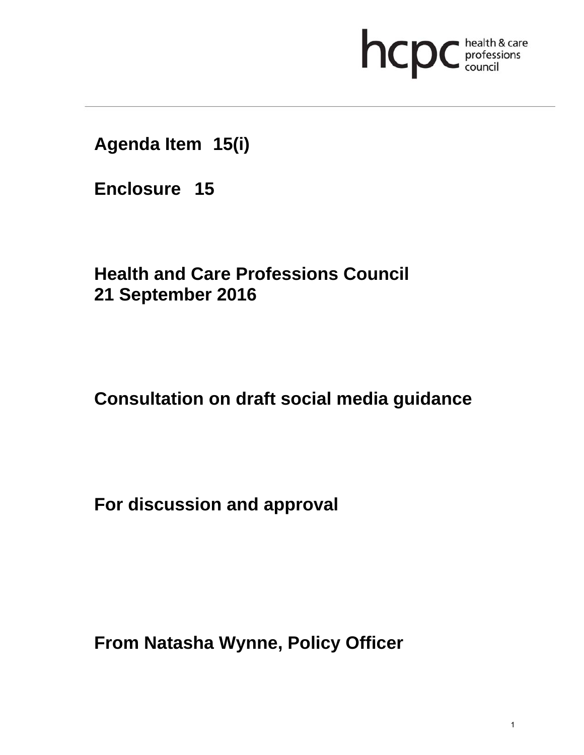**Agenda Item 15(i)**

**Enclosure 15**

**Health and Care Professions Council**
**21 September 2016**

# Consultation on draft social media guidance

**For discussion and approval**

**From Natasha Wynne, Policy Officer**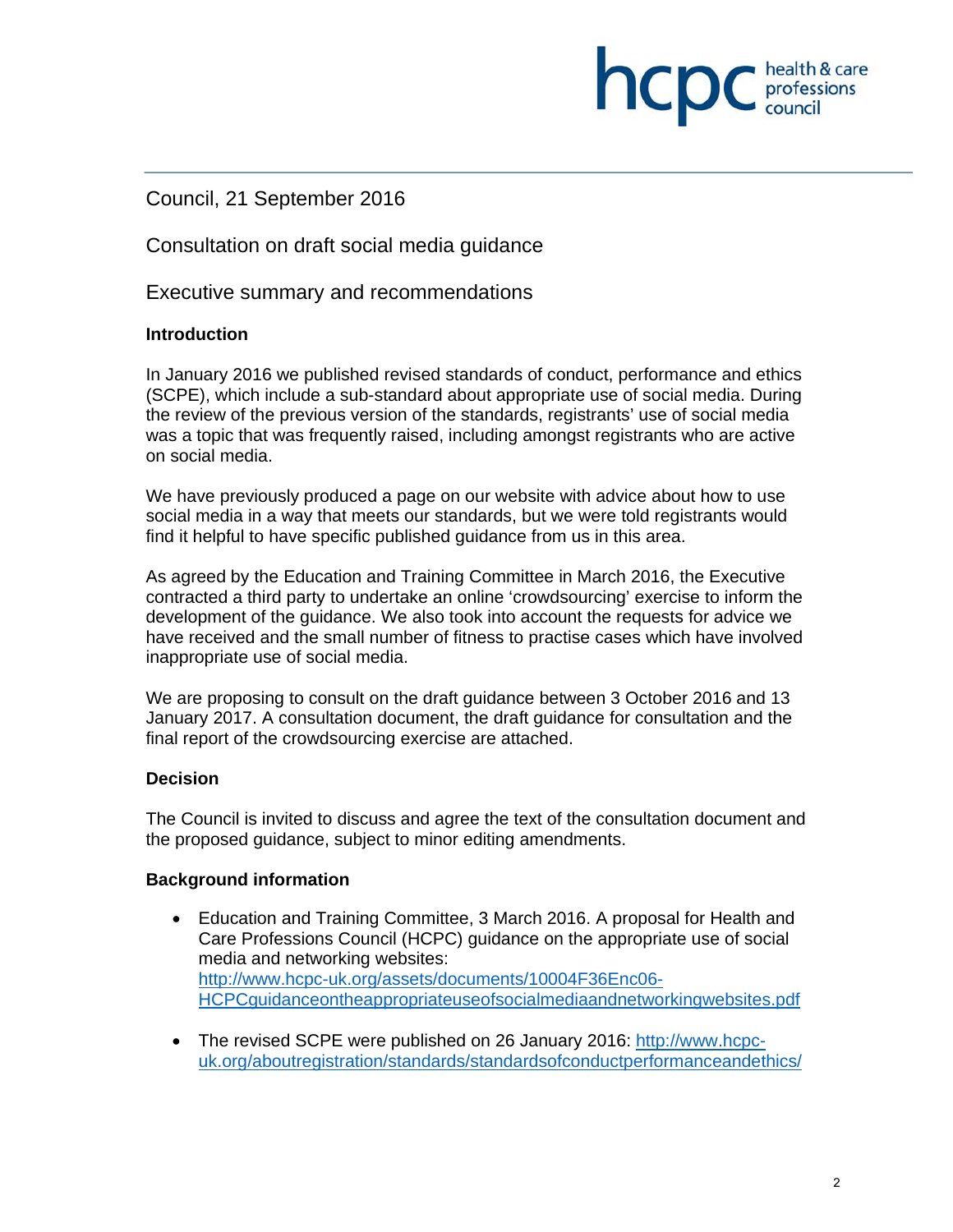Council, 21 September 2016

Consultation on draft social media guidance

Executive summary and recommendations

**Introduction**

In January 2016 we published revised standards of conduct, performance and ethics (SCPE), which include a sub-standard about appropriate use of social media. During the review of the previous version of the standards, registrants' use of social media was a topic that was frequently raised, including amongst registrants who are active on social media.

We have previously produced a page on our website with advice about how to use social media in a way that meets our standards, but we were told registrants would find it helpful to have specific published guidance from us in this area.

As agreed by the Education and Training Committee in March 2016, the Executive contracted a third party to undertake an online 'crowdsourcing' exercise to inform the development of the guidance. We also took into account the requests for advice we have received and the small number of fitness to practise cases which have involved inappropriate use of social media.

We are proposing to consult on the draft guidance between 3 October 2016 and 13 January 2017. A consultation document, the draft guidance for consultation and the final report of the crowdsourcing exercise are attached.

**Decision**

The Council is invited to discuss and agree the text of the consultation document and the proposed guidance, subject to minor editing amendments.

**Background information**

- Education and Training Committee, 3 March 2016. A proposal for Health and Care Professions Council (HCPC) guidance on the appropriate use of social media and networking websites: http://www.hcpc-uk.org/assets/documents/10004F36Enc06-HCPCguidanceontheappropriateuseofsocialmediaandnetworkingwebsites.pdf

- The revised SCPE were published on 26 January 2016: http://www.hcpc-uk.org/aboutregistration/standards/standardsofconductperformanceandethics/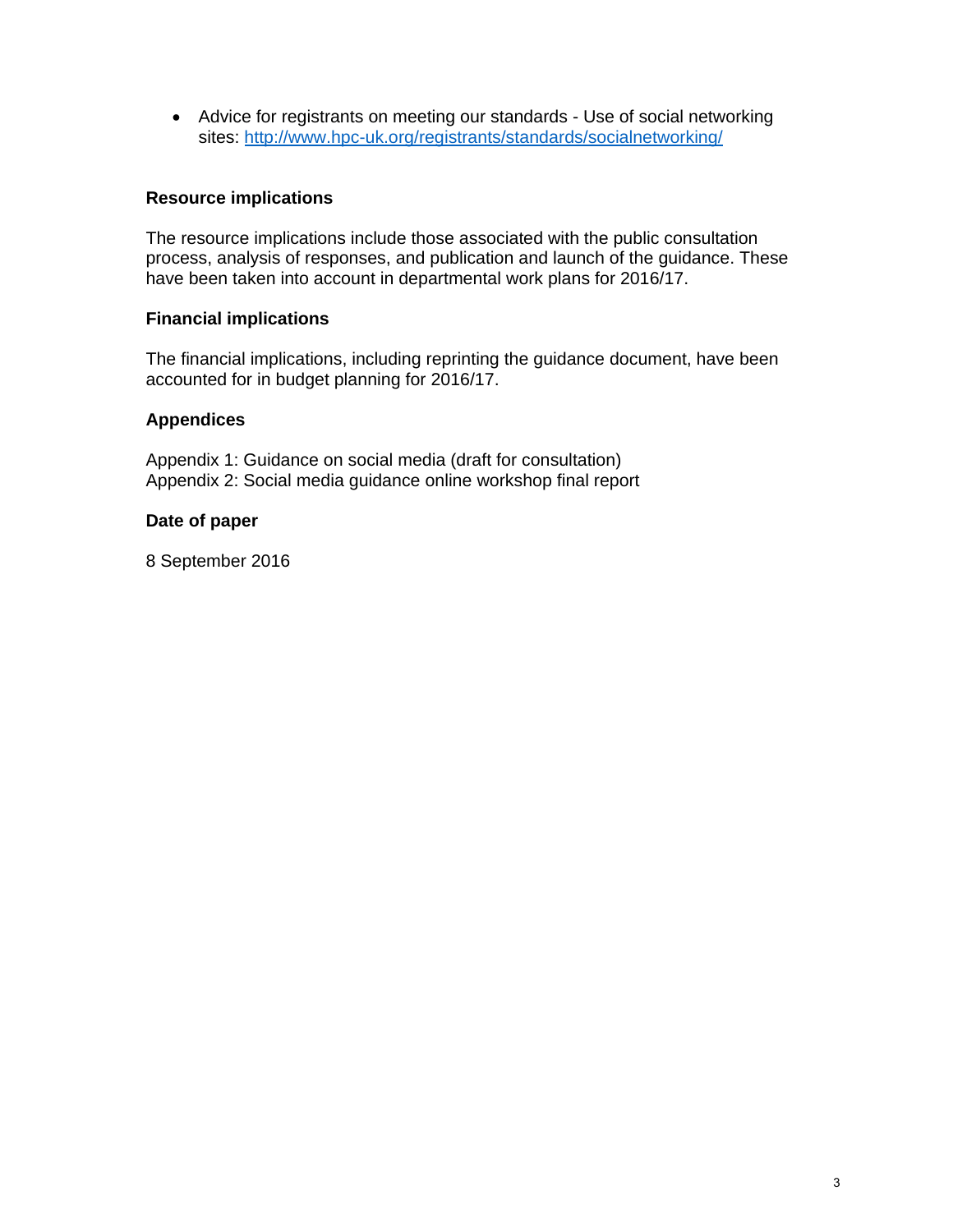- Advice for registrants on meeting our standards - Use of social networking sites: http://www.hpc-uk.org/registrants/standards/socialnetworking/

**Resource implications**

The resource implications include those associated with the public consultation process, analysis of responses, and publication and launch of the guidance. These have been taken into account in departmental work plans for 2016/17.

**Financial implications**

The financial implications, including reprinting the guidance document, have been accounted for in budget planning for 2016/17.

**Appendices**

Appendix 1: Guidance on social media (draft for consultation)
Appendix 2: Social media guidance online workshop final report

**Date of paper**

8 September 2016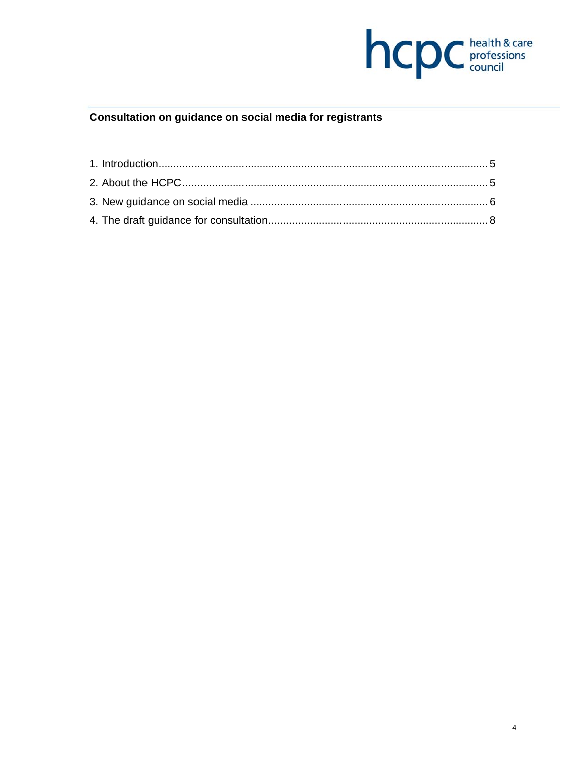## Consultation on guidance on social media for registrants

1. Introduction.............................................................................................................5
2. About the HCPC.....................................................................................................5
3. New guidance on social media ...............................................................................6
4. The draft guidance for consultation.........................................................................8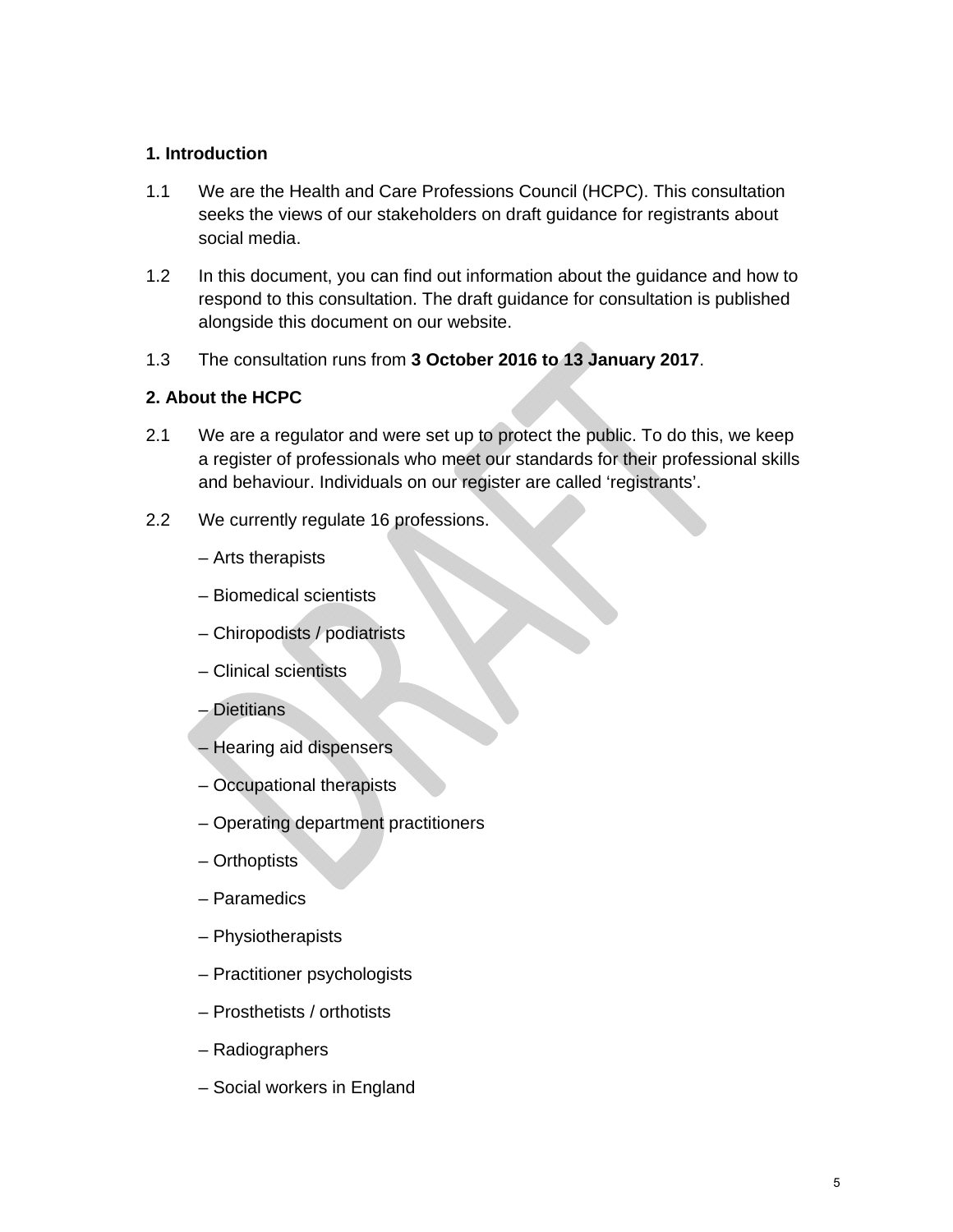## 1. Introduction

1.1 We are the Health and Care Professions Council (HCPC). This consultation seeks the views of our stakeholders on draft guidance for registrants about social media.

1.2 In this document, you can find out information about the guidance and how to respond to this consultation. The draft guidance for consultation is published alongside this document on our website.

1.3 The consultation runs from **3 October 2016 to 13 January 2017**.

## 2. About the HCPC

2.1 We are a regulator and were set up to protect the public. To do this, we keep a register of professionals who meet our standards for their professional skills and behaviour. Individuals on our register are called ‘registrants’.

2.2 We currently regulate 16 professions.

- Arts therapists
- Biomedical scientists
- Chiropodists / podiatrists
- Clinical scientists
- Dietitians
- Hearing aid dispensers
- Occupational therapists
- Operating department practitioners
- Orthoptists
- Paramedics
- Physiotherapists
- Practitioner psychologists
- Prosthetists / orthotists
- Radiographers
- Social workers in England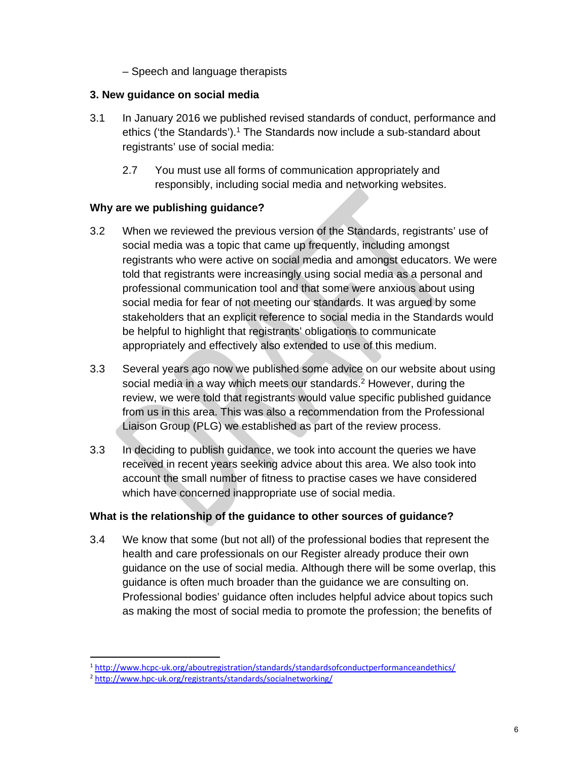– Speech and language therapists

## 3. New guidance on social media

3.1 In January 2016 we published revised standards of conduct, performance and ethics ('the Standards').[1] The Standards now include a sub-standard about registrants' use of social media:

> 2.7 You must use all forms of communication appropriately and responsibly, including social media and networking websites.

### Why are we publishing guidance?

3.2 When we reviewed the previous version of the Standards, registrants' use of social media was a topic that came up frequently, including amongst registrants who were active on social media and amongst educators. We were told that registrants were increasingly using social media as a personal and professional communication tool and that some were anxious about using social media for fear of not meeting our standards. It was argued by some stakeholders that an explicit reference to social media in the Standards would be helpful to highlight that registrants' obligations to communicate appropriately and effectively also extended to use of this medium.

3.3 Several years ago now we published some advice on our website about using social media in a way which meets our standards.[2] However, during the review, we were told that registrants would value specific published guidance from us in this area. This was also a recommendation from the Professional Liaison Group (PLG) we established as part of the review process.

3.3 In deciding to publish guidance, we took into account the queries we have received in recent years seeking advice about this area. We also took into account the small number of fitness to practise cases we have considered which have concerned inappropriate use of social media.

### What is the relationship of the guidance to other sources of guidance?

3.4 We know that some (but not all) of the professional bodies that represent the health and care professionals on our Register already produce their own guidance on the use of social media. Although there will be some overlap, this guidance is often much broader than the guidance we are consulting on. Professional bodies' guidance often includes helpful advice about topics such as making the most of social media to promote the profession; the benefits of

---

[1] http://www.hcpc-uk.org/aboutregistration/standards/standardsofconductperformanceandethics/

[2] http://www.hpc-uk.org/registrants/standards/socialnetworking/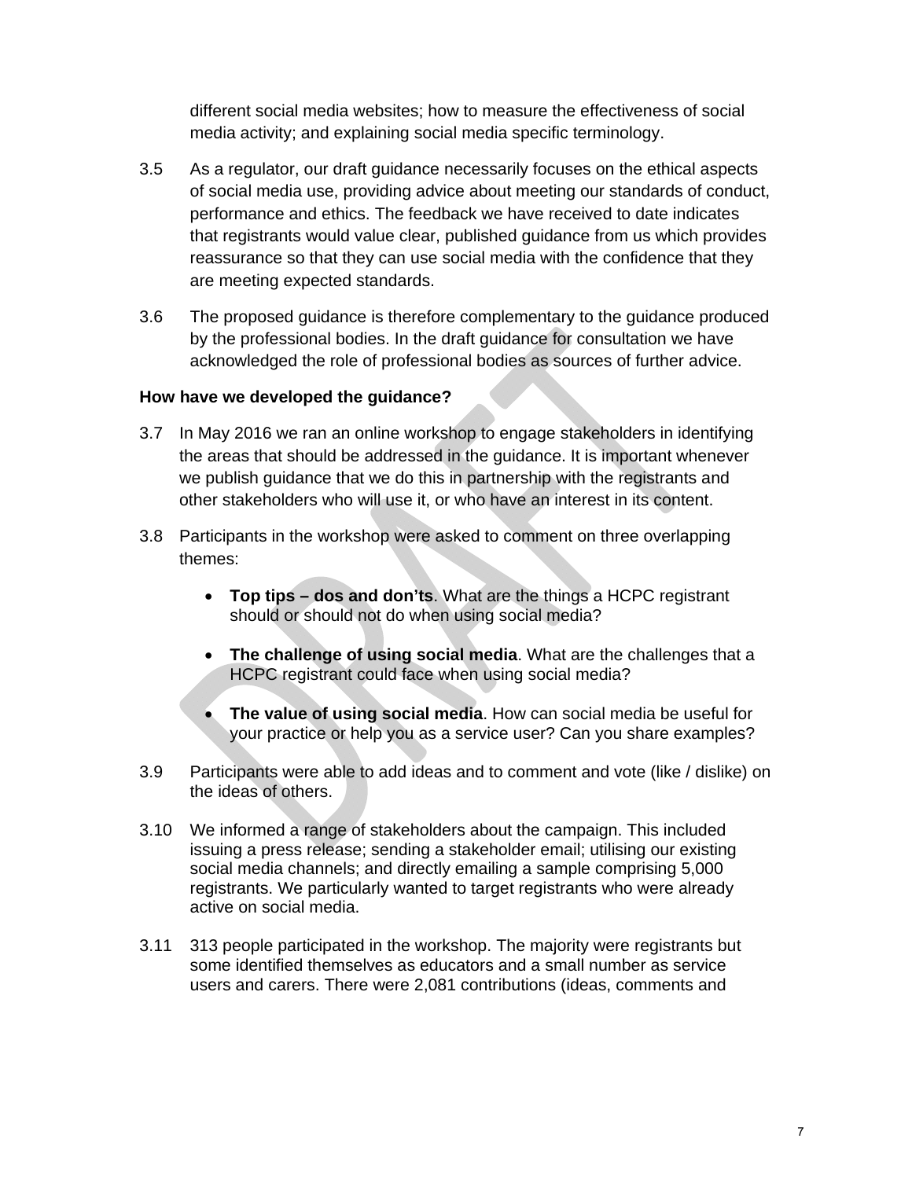different social media websites; how to measure the effectiveness of social media activity; and explaining social media specific terminology.

3.5 As a regulator, our draft guidance necessarily focuses on the ethical aspects of social media use, providing advice about meeting our standards of conduct, performance and ethics. The feedback we have received to date indicates that registrants would value clear, published guidance from us which provides reassurance so that they can use social media with the confidence that they are meeting expected standards.

3.6 The proposed guidance is therefore complementary to the guidance produced by the professional bodies. In the draft guidance for consultation we have acknowledged the role of professional bodies as sources of further advice.

**How have we developed the guidance?**

3.7 In May 2016 we ran an online workshop to engage stakeholders in identifying the areas that should be addressed in the guidance. It is important whenever we publish guidance that we do this in partnership with the registrants and other stakeholders who will use it, or who have an interest in its content.

3.8 Participants in the workshop were asked to comment on three overlapping themes:

- **Top tips – dos and don'ts**. What are the things a HCPC registrant should or should not do when using social media?
- **The challenge of using social media**. What are the challenges that a HCPC registrant could face when using social media?
- **The value of using social media**. How can social media be useful for your practice or help you as a service user? Can you share examples?

3.9 Participants were able to add ideas and to comment and vote (like / dislike) on the ideas of others.

3.10 We informed a range of stakeholders about the campaign. This included issuing a press release; sending a stakeholder email; utilising our existing social media channels; and directly emailing a sample comprising 5,000 registrants. We particularly wanted to target registrants who were already active on social media.

3.11 313 people participated in the workshop. The majority were registrants but some identified themselves as educators and a small number as service users and carers. There were 2,081 contributions (ideas, comments and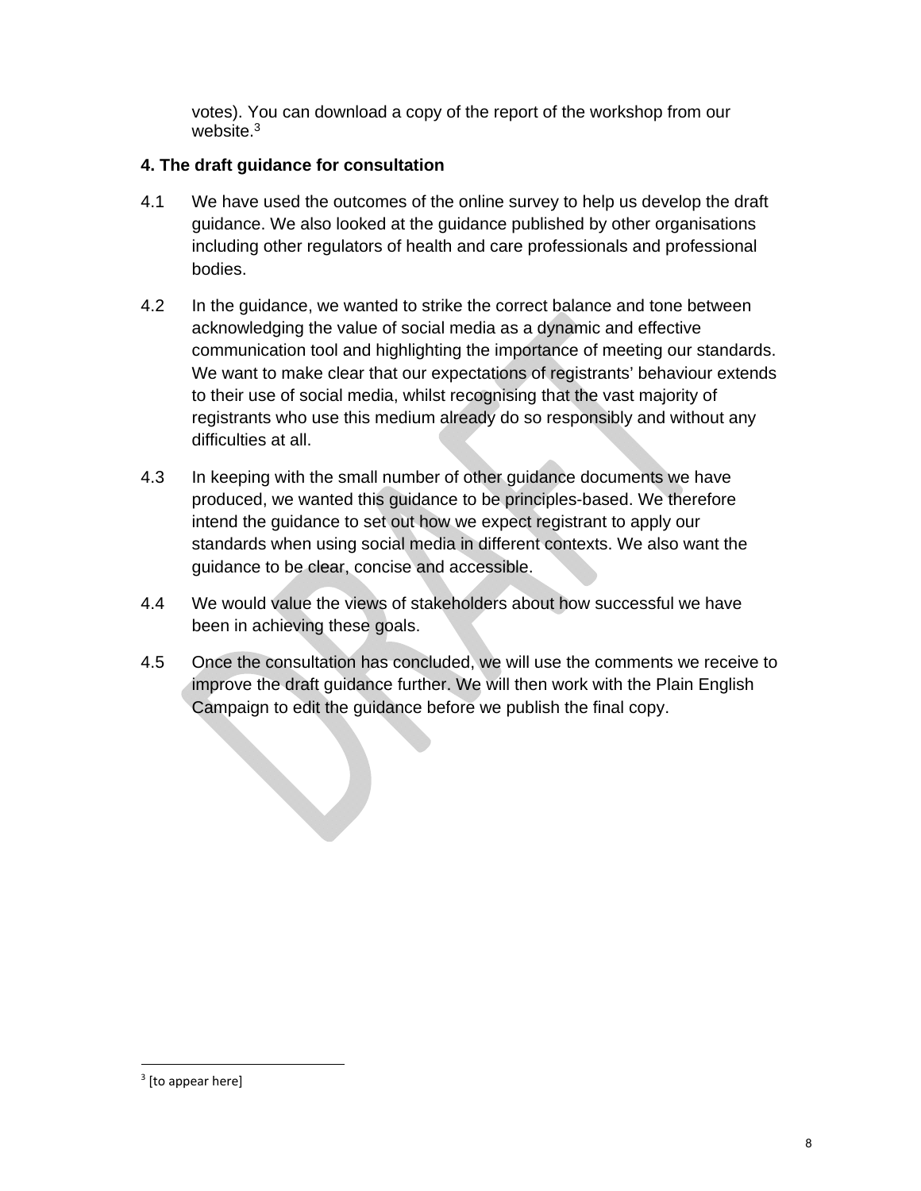votes). You can download a copy of the report of the workshop from our website.[3]

**4. The draft guidance for consultation**

4.1 We have used the outcomes of the online survey to help us develop the draft guidance. We also looked at the guidance published by other organisations including other regulators of health and care professionals and professional bodies.

4.2 In the guidance, we wanted to strike the correct balance and tone between acknowledging the value of social media as a dynamic and effective communication tool and highlighting the importance of meeting our standards. We want to make clear that our expectations of registrants' behaviour extends to their use of social media, whilst recognising that the vast majority of registrants who use this medium already do so responsibly and without any difficulties at all.

4.3 In keeping with the small number of other guidance documents we have produced, we wanted this guidance to be principles-based. We therefore intend the guidance to set out how we expect registrant to apply our standards when using social media in different contexts. We also want the guidance to be clear, concise and accessible.

4.4 We would value the views of stakeholders about how successful we have been in achieving these goals.

4.5 Once the consultation has concluded, we will use the comments we receive to improve the draft guidance further. We will then work with the Plain English Campaign to edit the guidance before we publish the final copy.

[3] [to appear here]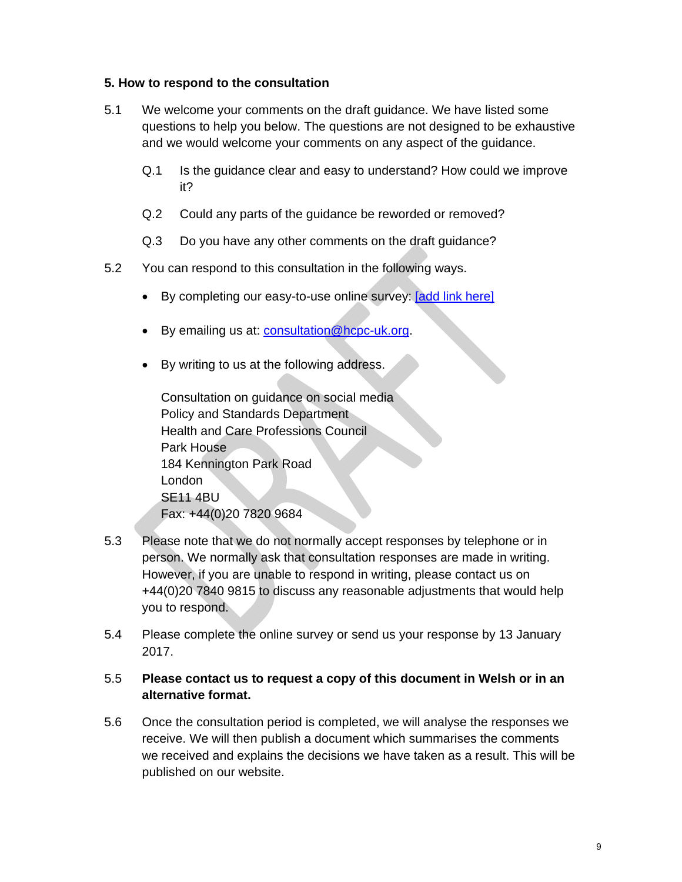## 5. How to respond to the consultation

5.1 We welcome your comments on the draft guidance. We have listed some questions to help you below. The questions are not designed to be exhaustive and we would welcome your comments on any aspect of the guidance.

Q.1 Is the guidance clear and easy to understand? How could we improve it?

Q.2 Could any parts of the guidance be reworded or removed?

Q.3 Do you have any other comments on the draft guidance?

5.2 You can respond to this consultation in the following ways.

- By completing our easy-to-use online survey: [add link here]
- By emailing us at: consultation@hcpc-uk.org.
- By writing to us at the following address.

  Consultation on guidance on social media
  Policy and Standards Department
  Health and Care Professions Council
  Park House
  184 Kennington Park Road
  London
  SE11 4BU
  Fax: +44(0)20 7820 9684

5.3 Please note that we do not normally accept responses by telephone or in person. We normally ask that consultation responses are made in writing. However, if you are unable to respond in writing, please contact us on +44(0)20 7840 9815 to discuss any reasonable adjustments that would help you to respond.

5.4 Please complete the online survey or send us your response by 13 January 2017.

5.5 **Please contact us to request a copy of this document in Welsh or in an alternative format.**

5.6 Once the consultation period is completed, we will analyse the responses we receive. We will then publish a document which summarises the comments we received and explains the decisions we have taken as a result. This will be published on our website.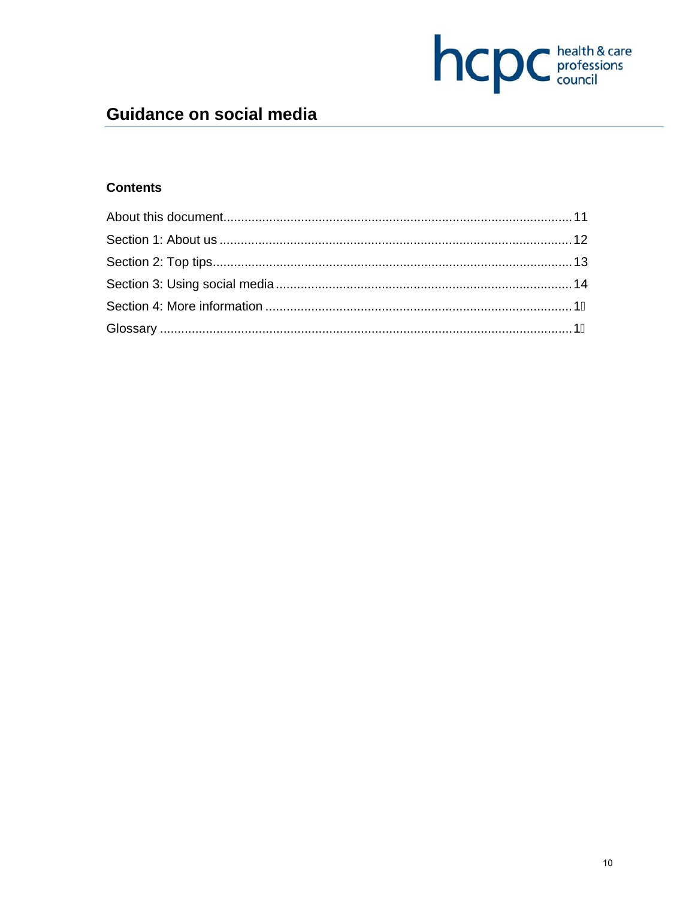# Guidance on social media

## Contents

About this document.................................................................................................11

Section 1: About us ...................................................................................................12

Section 2: Top tips.....................................................................................................13

Section 3: Using social media ...................................................................................14

Section 4: More information ......................................................................................1

Glossary ....................................................................................................................1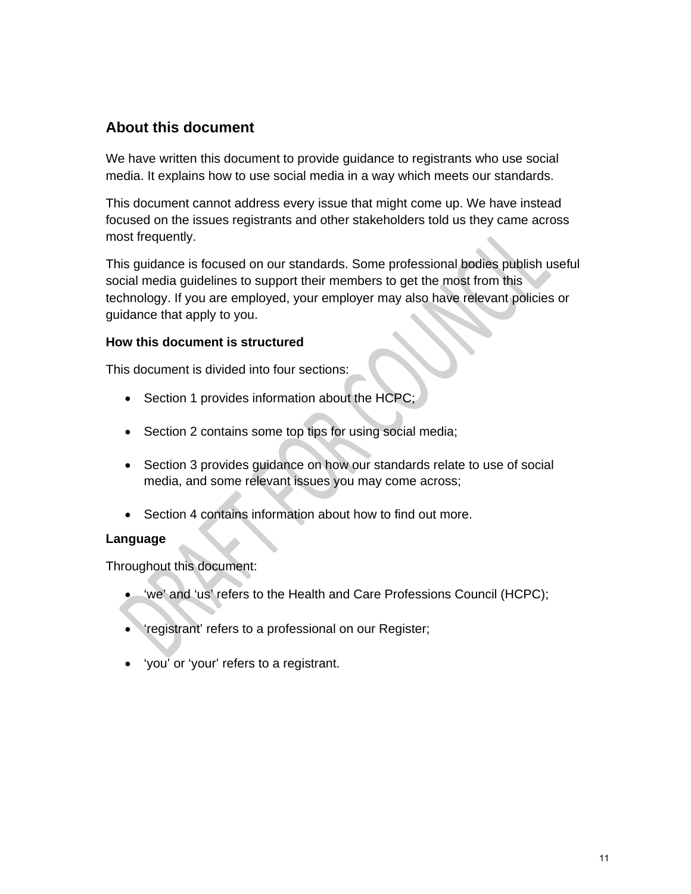## About this document

We have written this document to provide guidance to registrants who use social media. It explains how to use social media in a way which meets our standards.

This document cannot address every issue that might come up. We have instead focused on the issues registrants and other stakeholders told us they came across most frequently.

This guidance is focused on our standards. Some professional bodies publish useful social media guidelines to support their members to get the most from this technology. If you are employed, your employer may also have relevant policies or guidance that apply to you.

**How this document is structured**

This document is divided into four sections:

- Section 1 provides information about the HCPC;
- Section 2 contains some top tips for using social media;
- Section 3 provides guidance on how our standards relate to use of social media, and some relevant issues you may come across;
- Section 4 contains information about how to find out more.

**Language**

Throughout this document:

- 'we' and 'us' refers to the Health and Care Professions Council (HCPC);
- 'registrant' refers to a professional on our Register;
- 'you' or 'your' refers to a registrant.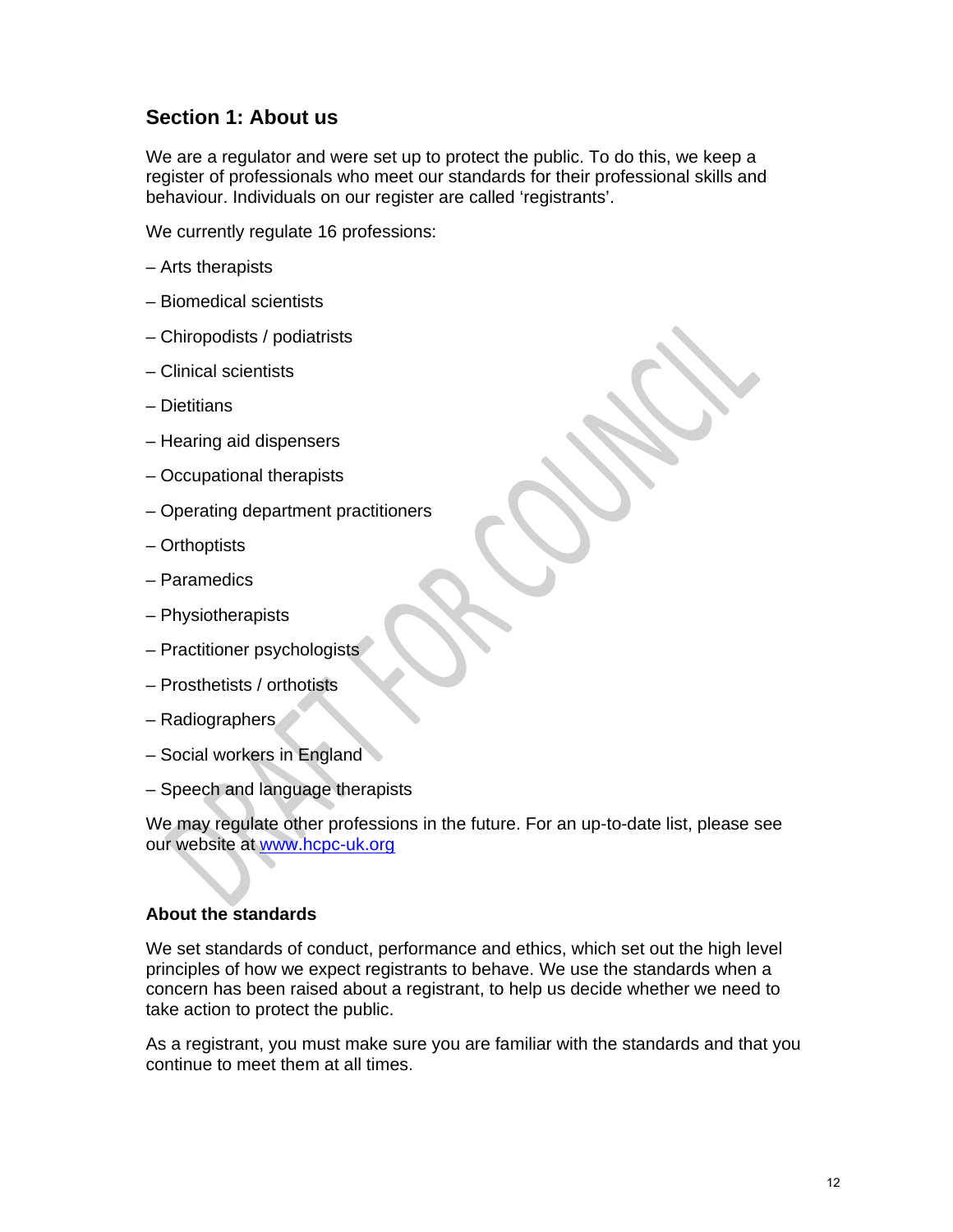## Section 1: About us

We are a regulator and were set up to protect the public. To do this, we keep a register of professionals who meet our standards for their professional skills and behaviour. Individuals on our register are called 'registrants'.

We currently regulate 16 professions:

– Arts therapists

– Biomedical scientists

– Chiropodists / podiatrists

– Clinical scientists

– Dietitians

– Hearing aid dispensers

– Occupational therapists

– Operating department practitioners

– Orthoptists

– Paramedics

– Physiotherapists

– Practitioner psychologists

– Prosthetists / orthotists

– Radiographers

– Social workers in England

– Speech and language therapists

We may regulate other professions in the future. For an up-to-date list, please see our website at [www.hcpc-uk.org](http://www.hcpc-uk.org)

### About the standards

We set standards of conduct, performance and ethics, which set out the high level principles of how we expect registrants to behave. We use the standards when a concern has been raised about a registrant, to help us decide whether we need to take action to protect the public.

As a registrant, you must make sure you are familiar with the standards and that you continue to meet them at all times.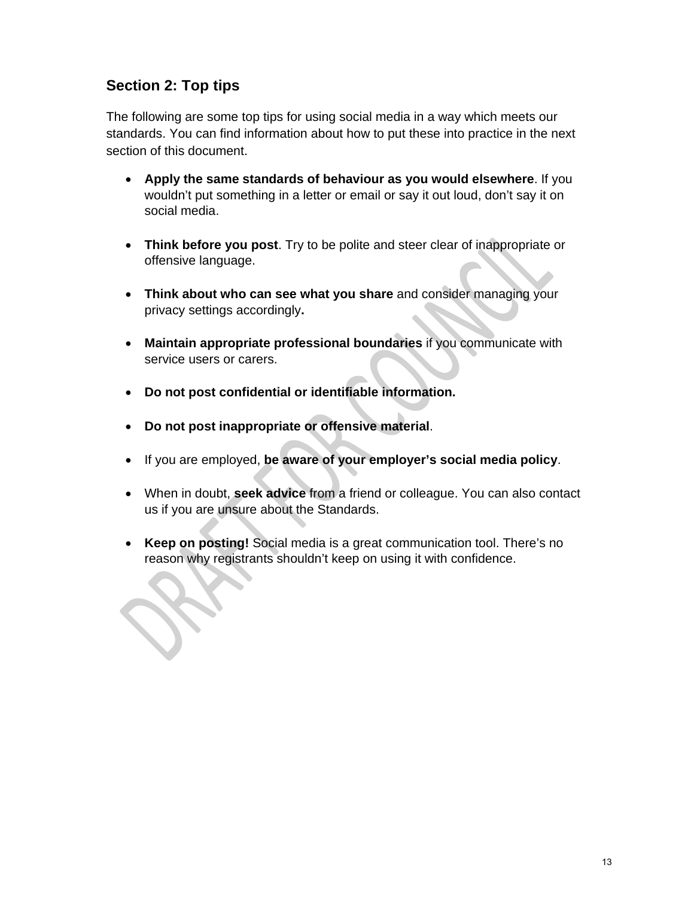## Section 2: Top tips

The following are some top tips for using social media in a way which meets our standards. You can find information about how to put these into practice in the next section of this document.

- **Apply the same standards of behaviour as you would elsewhere**. If you wouldn't put something in a letter or email or say it out loud, don't say it on social media.

- **Think before you post**. Try to be polite and steer clear of inappropriate or offensive language.

- **Think about who can see what you share** and consider managing your privacy settings accordingly**.**

- **Maintain appropriate professional boundaries** if you communicate with service users or carers.

- **Do not post confidential or identifiable information.**

- **Do not post inappropriate or offensive material**.

- If you are employed, **be aware of your employer's social media policy**.

- When in doubt, **seek advice** from a friend or colleague. You can also contact us if you are unsure about the Standards.

- **Keep on posting!** Social media is a great communication tool. There's no reason why registrants shouldn't keep on using it with confidence.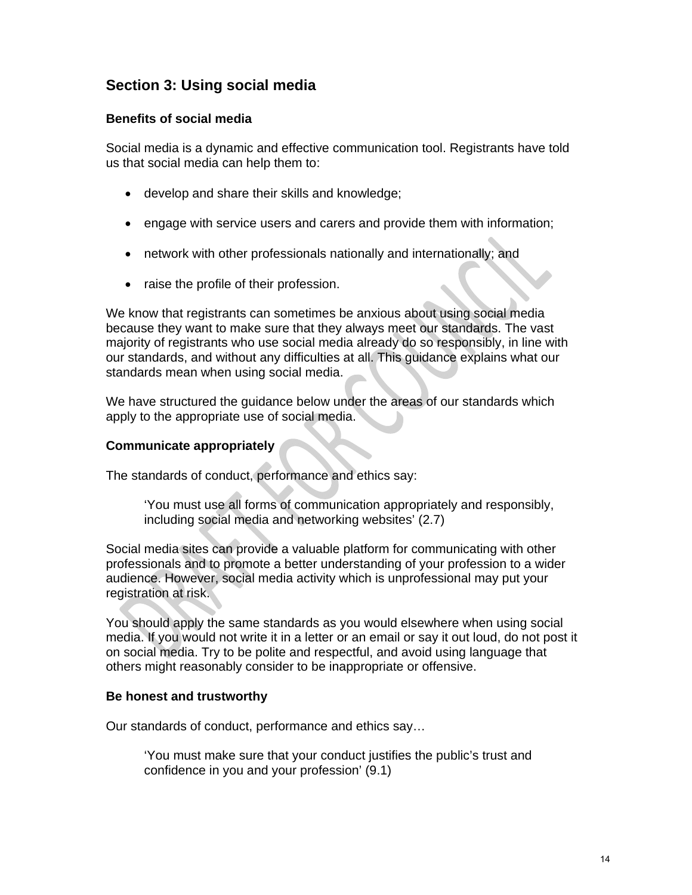## Section 3: Using social media

### Benefits of social media

Social media is a dynamic and effective communication tool. Registrants have told us that social media can help them to:

- develop and share their skills and knowledge;
- engage with service users and carers and provide them with information;
- network with other professionals nationally and internationally; and
- raise the profile of their profession.

We know that registrants can sometimes be anxious about using social media because they want to make sure that they always meet our standards. The vast majority of registrants who use social media already do so responsibly, in line with our standards, and without any difficulties at all. This guidance explains what our standards mean when using social media.

We have structured the guidance below under the areas of our standards which apply to the appropriate use of social media.

### Communicate appropriately

The standards of conduct, performance and ethics say:

> ‘You must use all forms of communication appropriately and responsibly, including social media and networking websites’ (2.7)

Social media sites can provide a valuable platform for communicating with other professionals and to promote a better understanding of your profession to a wider audience. However, social media activity which is unprofessional may put your registration at risk.

You should apply the same standards as you would elsewhere when using social media. If you would not write it in a letter or an email or say it out loud, do not post it on social media. Try to be polite and respectful, and avoid using language that others might reasonably consider to be inappropriate or offensive.

### Be honest and trustworthy

Our standards of conduct, performance and ethics say…

> ‘You must make sure that your conduct justifies the public’s trust and confidence in you and your profession’ (9.1)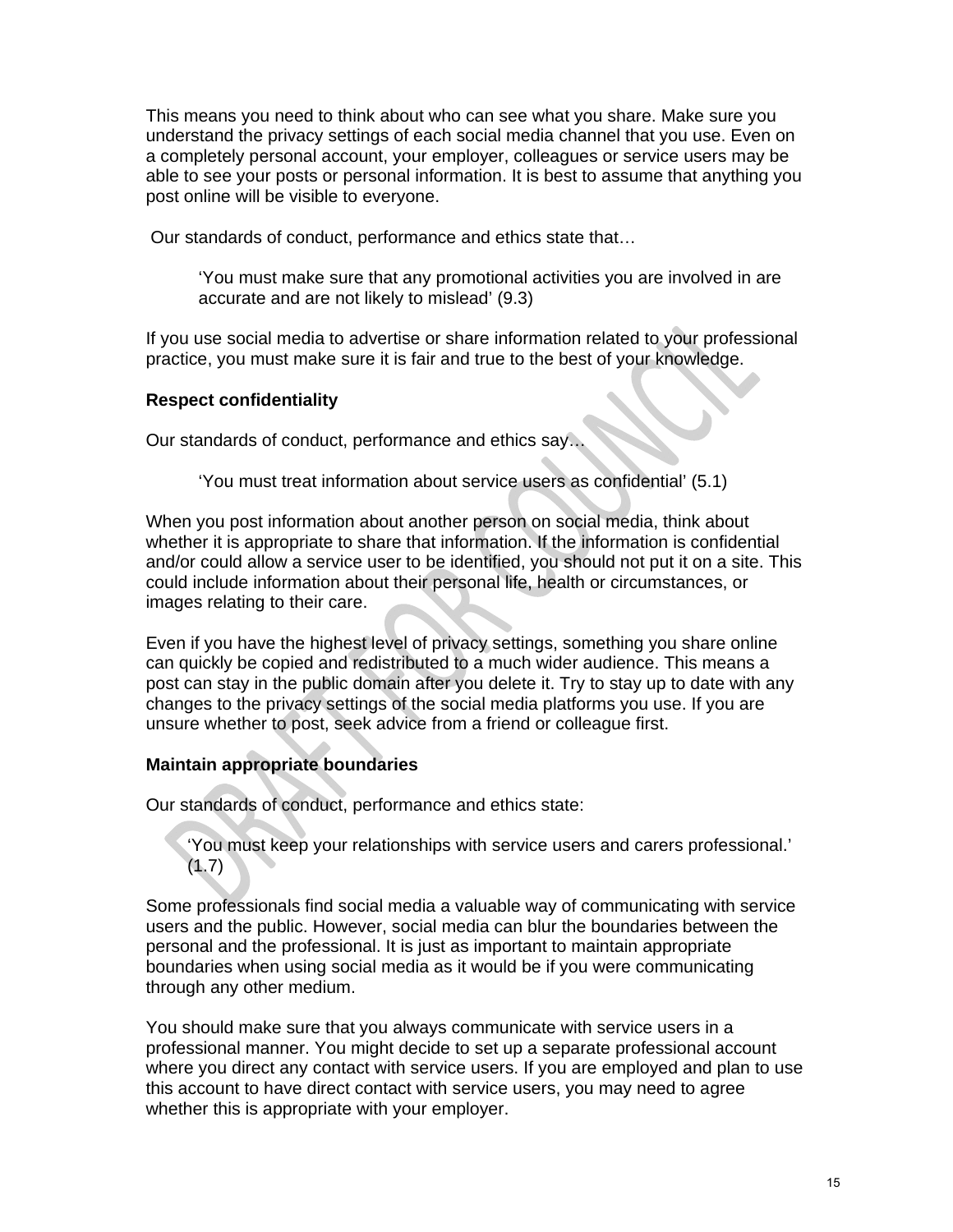This means you need to think about who can see what you share. Make sure you understand the privacy settings of each social media channel that you use. Even on a completely personal account, your employer, colleagues or service users may be able to see your posts or personal information. It is best to assume that anything you post online will be visible to everyone.

Our standards of conduct, performance and ethics state that…

> 'You must make sure that any promotional activities you are involved in are accurate and are not likely to mislead' (9.3)

If you use social media to advertise or share information related to your professional practice, you must make sure it is fair and true to the best of your knowledge.

**Respect confidentiality**

Our standards of conduct, performance and ethics say…

> 'You must treat information about service users as confidential' (5.1)

When you post information about another person on social media, think about whether it is appropriate to share that information. If the information is confidential and/or could allow a service user to be identified, you should not put it on a site. This could include information about their personal life, health or circumstances, or images relating to their care.

Even if you have the highest level of privacy settings, something you share online can quickly be copied and redistributed to a much wider audience. This means a post can stay in the public domain after you delete it. Try to stay up to date with any changes to the privacy settings of the social media platforms you use. If you are unsure whether to post, seek advice from a friend or colleague first.

**Maintain appropriate boundaries**

Our standards of conduct, performance and ethics state:

> 'You must keep your relationships with service users and carers professional.' (1.7)

Some professionals find social media a valuable way of communicating with service users and the public. However, social media can blur the boundaries between the personal and the professional. It is just as important to maintain appropriate boundaries when using social media as it would be if you were communicating through any other medium.

You should make sure that you always communicate with service users in a professional manner. You might decide to set up a separate professional account where you direct any contact with service users. If you are employed and plan to use this account to have direct contact with service users, you may need to agree whether this is appropriate with your employer.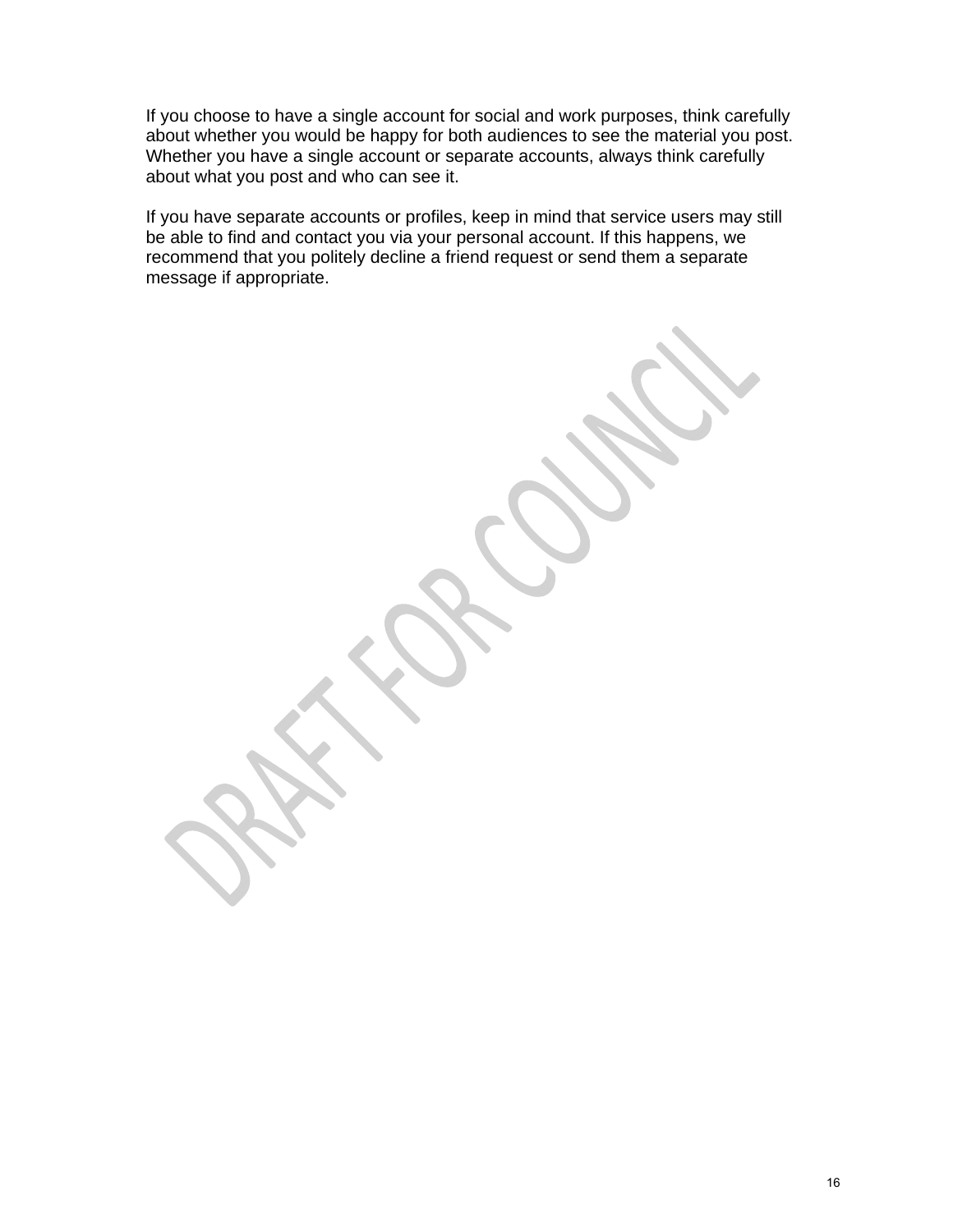If you choose to have a single account for social and work purposes, think carefully about whether you would be happy for both audiences to see the material you post. Whether you have a single account or separate accounts, always think carefully about what you post and who can see it.

If you have separate accounts or profiles, keep in mind that service users may still be able to find and contact you via your personal account. If this happens, we recommend that you politely decline a friend request or send them a separate message if appropriate.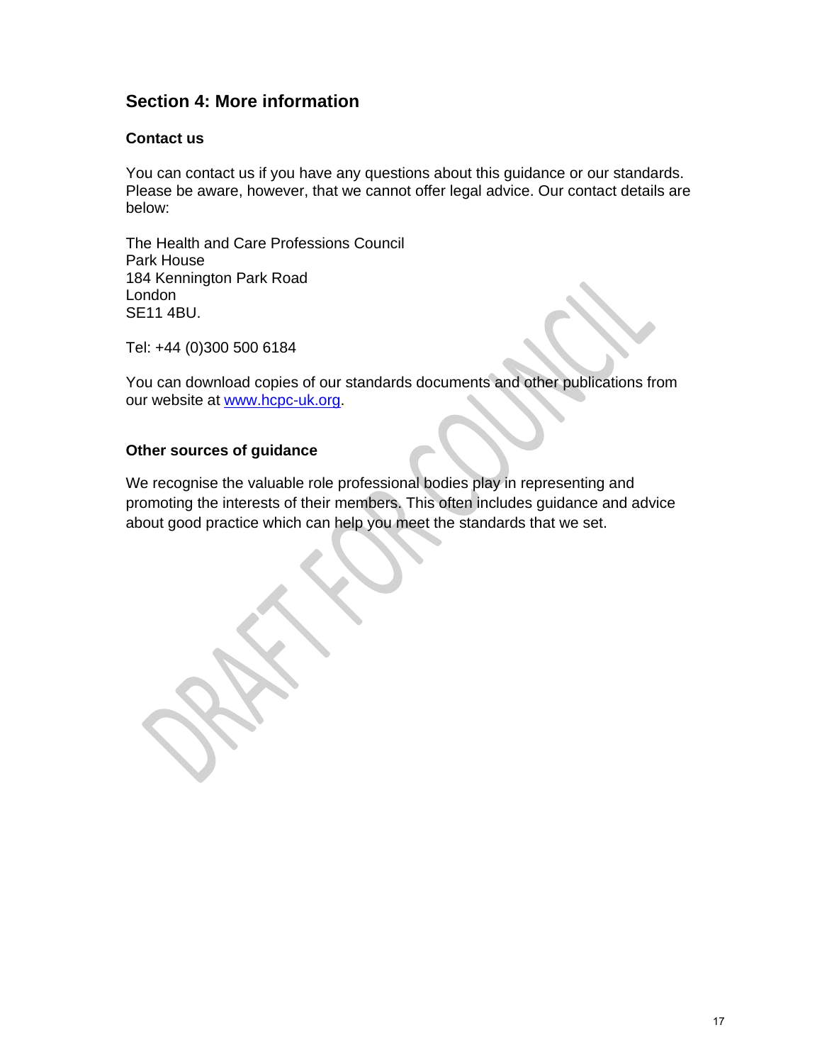## Section 4: More information

### Contact us

You can contact us if you have any questions about this guidance or our standards. Please be aware, however, that we cannot offer legal advice. Our contact details are below:

The Health and Care Professions Council
Park House
184 Kennington Park Road
London
SE11 4BU.

Tel: +44 (0)300 500 6184

You can download copies of our standards documents and other publications from our website at [www.hcpc-uk.org](http://www.hcpc-uk.org).

### Other sources of guidance

We recognise the valuable role professional bodies play in representing and promoting the interests of their members. This often includes guidance and advice about good practice which can help you meet the standards that we set.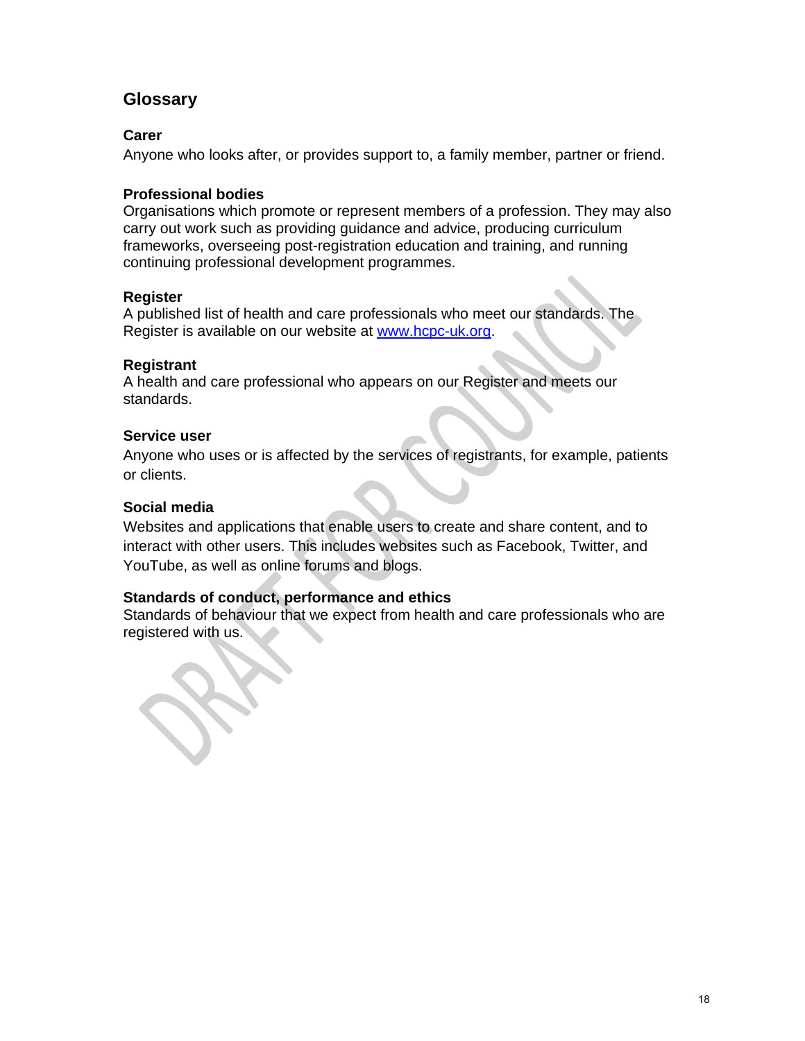## Glossary

**Carer**
Anyone who looks after, or provides support to, a family member, partner or friend.

**Professional bodies**
Organisations which promote or represent members of a profession. They may also carry out work such as providing guidance and advice, producing curriculum frameworks, overseeing post-registration education and training, and running continuing professional development programmes.

**Register**
A published list of health and care professionals who meet our standards. The Register is available on our website at www.hcpc-uk.org.

**Registrant**
A health and care professional who appears on our Register and meets our standards.

**Service user**
Anyone who uses or is affected by the services of registrants, for example, patients or clients.

**Social media**
Websites and applications that enable users to create and share content, and to interact with other users. This includes websites such as Facebook, Twitter, and YouTube, as well as online forums and blogs.

**Standards of conduct, performance and ethics**
Standards of behaviour that we expect from health and care professionals who are registered with us.